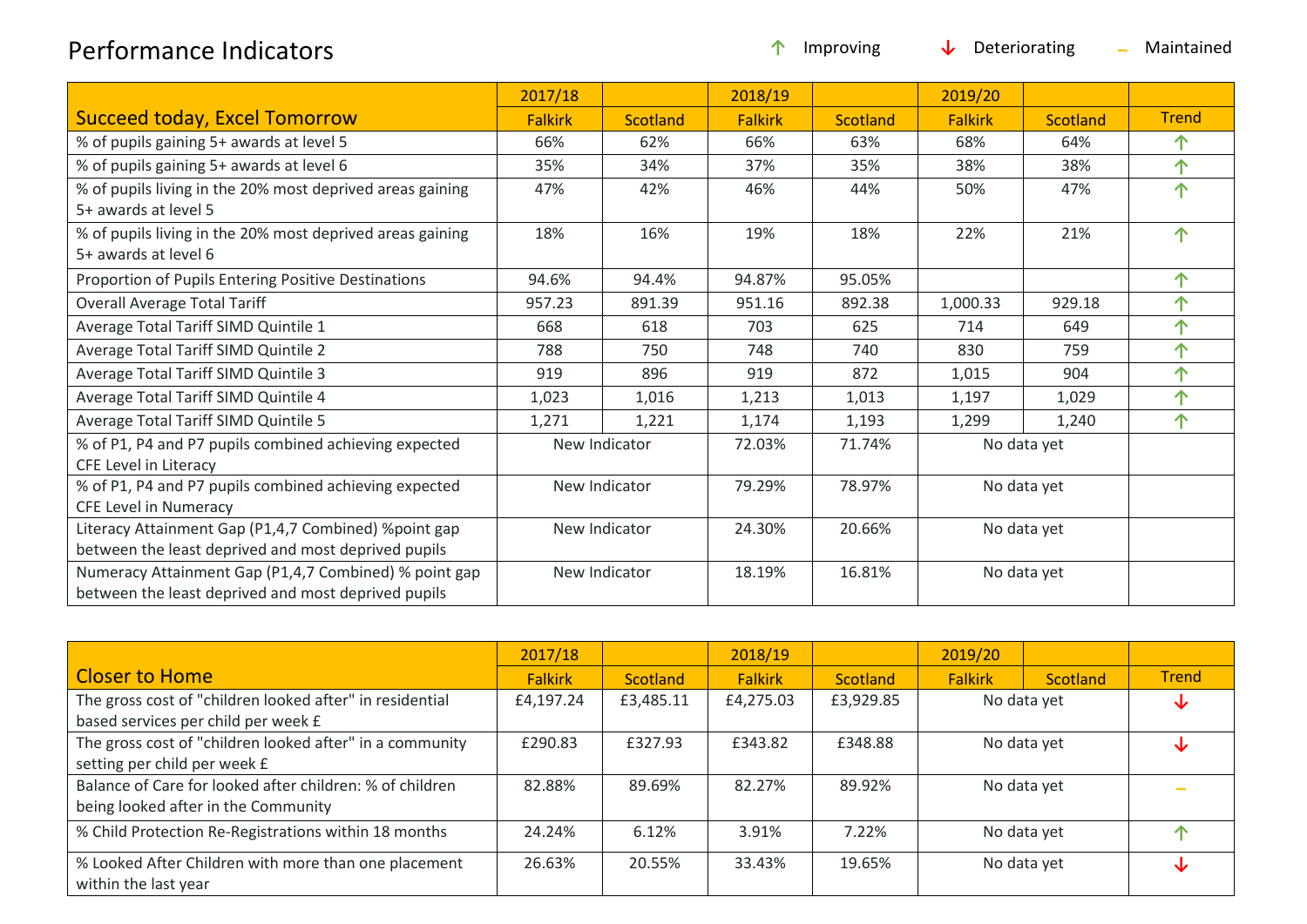# Performance Indicators

↑ Improving ↓ Deteriorating – Maintained

| Succeed today, Excel Tomorrow | 2017/18 Falkirk | Scotland | 2018/19 Falkirk | Scotland | 2019/20 Falkirk | Scotland | Trend |
|---|---|---|---|---|---|---|---|
| % of pupils gaining 5+ awards at level 5 | 66% | 62% | 66% | 63% | 68% | 64% | ↑ |
| % of pupils gaining 5+ awards at level 6 | 35% | 34% | 37% | 35% | 38% | 38% | ↑ |
| % of pupils living in the 20% most deprived areas gaining 5+ awards at level 5 | 47% | 42% | 46% | 44% | 50% | 47% | ↑ |
| % of pupils living in the 20% most deprived areas gaining 5+ awards at level 6 | 18% | 16% | 19% | 18% | 22% | 21% | ↑ |
| Proportion of Pupils Entering Positive Destinations | 94.6% | 94.4% | 94.87% | 95.05% | | | ↑ |
| Overall Average Total Tariff | 957.23 | 891.39 | 951.16 | 892.38 | 1,000.33 | 929.18 | ↑ |
| Average Total Tariff SIMD Quintile 1 | 668 | 618 | 703 | 625 | 714 | 649 | ↑ |
| Average Total Tariff SIMD Quintile 2 | 788 | 750 | 748 | 740 | 830 | 759 | ↑ |
| Average Total Tariff SIMD Quintile 3 | 919 | 896 | 919 | 872 | 1,015 | 904 | ↑ |
| Average Total Tariff SIMD Quintile 4 | 1,023 | 1,016 | 1,213 | 1,013 | 1,197 | 1,029 | ↑ |
| Average Total Tariff SIMD Quintile 5 | 1,271 | 1,221 | 1,174 | 1,193 | 1,299 | 1,240 | ↑ |
| % of P1, P4 and P7 pupils combined achieving expected CFE Level in Literacy | New Indicator | | 72.03% | 71.74% | No data yet | | |
| % of P1, P4 and P7 pupils combined achieving expected CFE Level in Numeracy | New Indicator | | 79.29% | 78.97% | No data yet | | |
| Literacy Attainment Gap (P1,4,7 Combined) %point gap between the least deprived and most deprived pupils | New Indicator | | 24.30% | 20.66% | No data yet | | |
| Numeracy Attainment Gap (P1,4,7 Combined) % point gap between the least deprived and most deprived pupils | New Indicator | | 18.19% | 16.81% | No data yet | | |

| Closer to Home | 2017/18 Falkirk | Scotland | 2018/19 Falkirk | Scotland | 2019/20 Falkirk | Scotland | Trend |
|---|---|---|---|---|---|---|---|
| The gross cost of "children looked after" in residential based services per child per week £ | £4,197.24 | £3,485.11 | £4,275.03 | £3,929.85 | No data yet | | ↓ |
| The gross cost of "children looked after" in a community setting per child per week £ | £290.83 | £327.93 | £343.82 | £348.88 | No data yet | | ↓ |
| Balance of Care for looked after children: % of children being looked after in the Community | 82.88% | 89.69% | 82.27% | 89.92% | No data yet | | – |
| % Child Protection Re-Registrations within 18 months | 24.24% | 6.12% | 3.91% | 7.22% | No data yet | | ↑ |
| % Looked After Children with more than one placement within the last year | 26.63% | 20.55% | 33.43% | 19.65% | No data yet | | ↓ |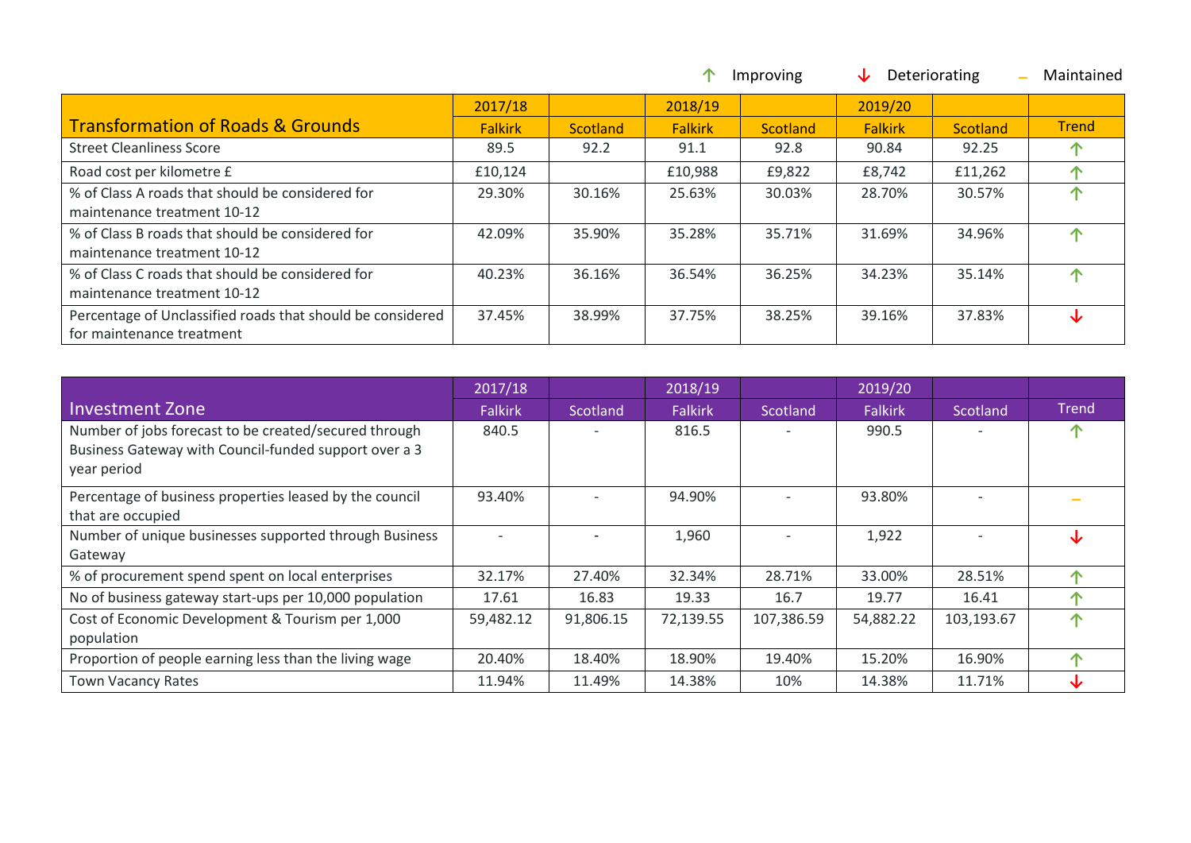↑ Improving ↓ Deteriorating – Maintained

| Transformation of Roads & Grounds | 2017/18 | | 2018/19 | | 2019/20 | | |
|---|---|---|---|---|---|---|---|
| | Falkirk | Scotland | Falkirk | Scotland | Falkirk | Scotland | Trend |
| Street Cleanliness Score | 89.5 | 92.2 | 91.1 | 92.8 | 90.84 | 92.25 | ↑ |
| Road cost per kilometre £ | £10,124 | | £10,988 | £9,822 | £8,742 | £11,262 | ↑ |
| % of Class A roads that should be considered for maintenance treatment 10-12 | 29.30% | 30.16% | 25.63% | 30.03% | 28.70% | 30.57% | ↑ |
| % of Class B roads that should be considered for maintenance treatment 10-12 | 42.09% | 35.90% | 35.28% | 35.71% | 31.69% | 34.96% | ↑ |
| % of Class C roads that should be considered for maintenance treatment 10-12 | 40.23% | 36.16% | 36.54% | 36.25% | 34.23% | 35.14% | ↑ |
| Percentage of Unclassified roads that should be considered for maintenance treatment | 37.45% | 38.99% | 37.75% | 38.25% | 39.16% | 37.83% | ↓ |

| Investment Zone | 2017/18 | | 2018/19 | | 2019/20 | | |
|---|---|---|---|---|---|---|---|
| | Falkirk | Scotland | Falkirk | Scotland | Falkirk | Scotland | Trend |
| Number of jobs forecast to be created/secured through Business Gateway with Council-funded support over a 3 year period | 840.5 | - | 816.5 | - | 990.5 | - | ↑ |
| Percentage of business properties leased by the council that are occupied | 93.40% | - | 94.90% | - | 93.80% | - | – |
| Number of unique businesses supported through Business Gateway | - | - | 1,960 | - | 1,922 | - | ↓ |
| % of procurement spend spent on local enterprises | 32.17% | 27.40% | 32.34% | 28.71% | 33.00% | 28.51% | ↑ |
| No of business gateway start-ups per 10,000 population | 17.61 | 16.83 | 19.33 | 16.7 | 19.77 | 16.41 | ↑ |
| Cost of Economic Development & Tourism per 1,000 population | 59,482.12 | 91,806.15 | 72,139.55 | 107,386.59 | 54,882.22 | 103,193.67 | ↑ |
| Proportion of people earning less than the living wage | 20.40% | 18.40% | 18.90% | 19.40% | 15.20% | 16.90% | ↑ |
| Town Vacancy Rates | 11.94% | 11.49% | 14.38% | 10% | 14.38% | 11.71% | ↓ |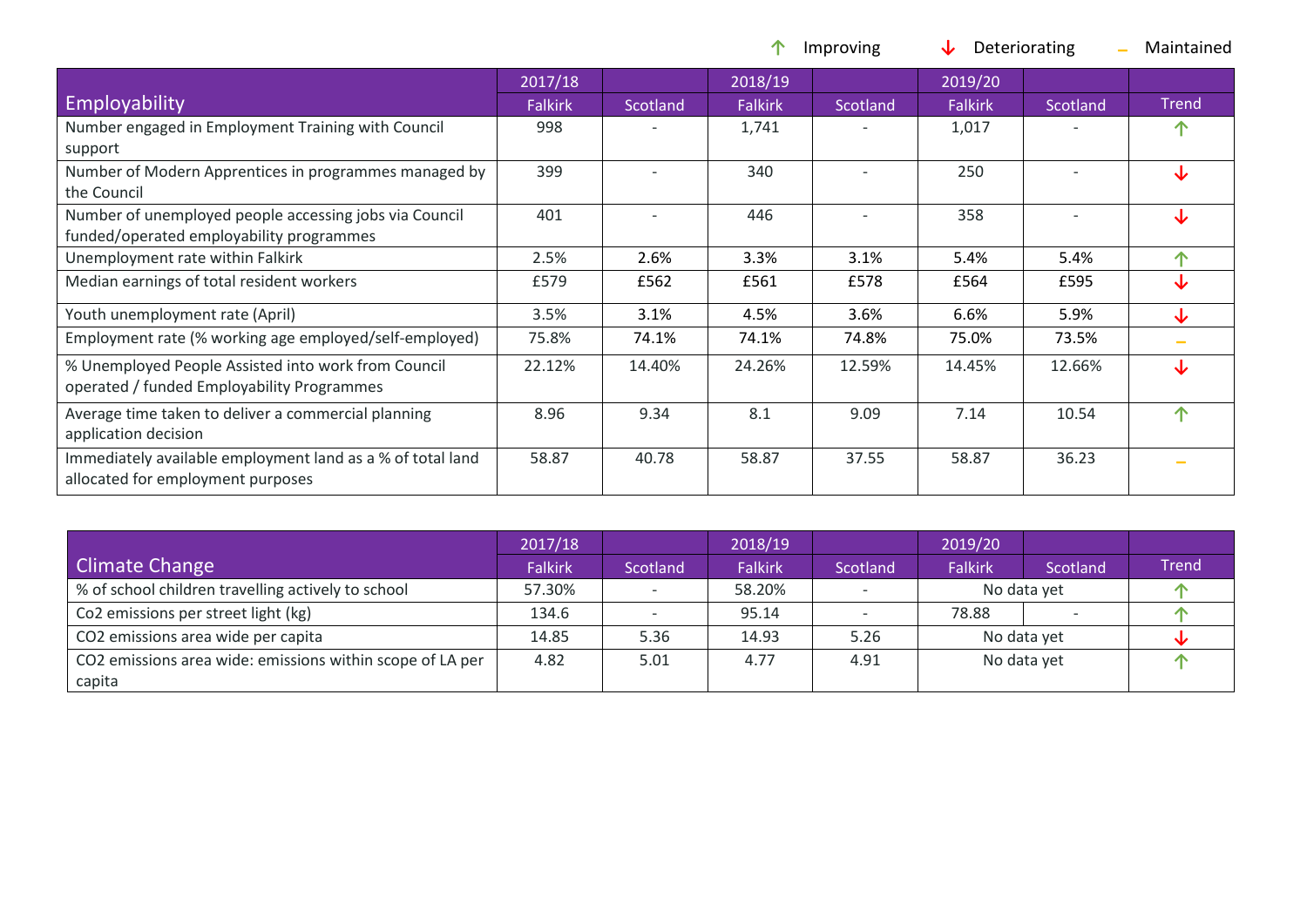↑ Improving ↓ Deteriorating – Maintained

| Employability | 2017/18 | | 2018/19 | | 2019/20 | | |
|---|---|---|---|---|---|---|---|
| | Falkirk | Scotland | Falkirk | Scotland | Falkirk | Scotland | Trend |
| Number engaged in Employment Training with Council support | 998 | - | 1,741 | - | 1,017 | - | ↑ |
| Number of Modern Apprentices in programmes managed by the Council | 399 | - | 340 | - | 250 | - | ↓ |
| Number of unemployed people accessing jobs via Council funded/operated employability programmes | 401 | - | 446 | - | 358 | - | ↓ |
| Unemployment rate within Falkirk | 2.5% | 2.6% | 3.3% | 3.1% | 5.4% | 5.4% | ↑ |
| Median earnings of total resident workers | £579 | £562 | £561 | £578 | £564 | £595 | ↓ |
| Youth unemployment rate (April) | 3.5% | 3.1% | 4.5% | 3.6% | 6.6% | 5.9% | ↓ |
| Employment rate (% working age employed/self-employed) | 75.8% | 74.1% | 74.1% | 74.8% | 75.0% | 73.5% | – |
| % Unemployed People Assisted into work from Council operated / funded Employability Programmes | 22.12% | 14.40% | 24.26% | 12.59% | 14.45% | 12.66% | ↓ |
| Average time taken to deliver a commercial planning application decision | 8.96 | 9.34 | 8.1 | 9.09 | 7.14 | 10.54 | ↑ |
| Immediately available employment land as a % of total land allocated for employment purposes | 58.87 | 40.78 | 58.87 | 37.55 | 58.87 | 36.23 | – |

| Climate Change | 2017/18 | | 2018/19 | | 2019/20 | | |
|---|---|---|---|---|---|---|---|
| | Falkirk | Scotland | Falkirk | Scotland | Falkirk | Scotland | Trend |
| % of school children travelling actively to school | 57.30% | - | 58.20% | - | No data yet | | ↑ |
| Co2 emissions per street light (kg) | 134.6 | - | 95.14 | - | 78.88 | - | ↑ |
| CO2 emissions area wide per capita | 14.85 | 5.36 | 14.93 | 5.26 | No data yet | | ↓ |
| CO2 emissions area wide: emissions within scope of LA per capita | 4.82 | 5.01 | 4.77 | 4.91 | No data yet | | ↑ |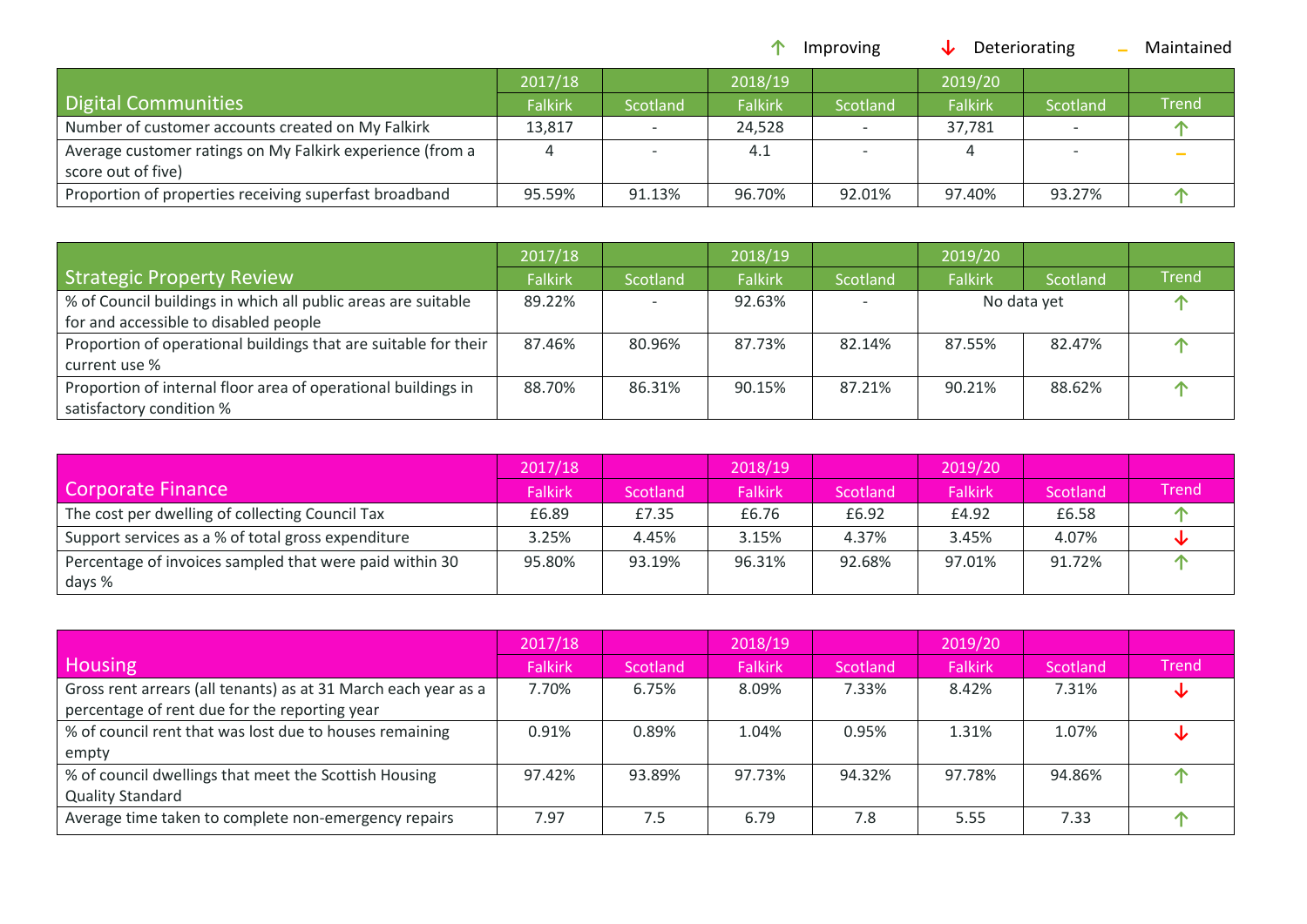↑ Improving ↓ Deteriorating – Maintained

| Digital Communities | 2017/18 Falkirk | Scotland | 2018/19 Falkirk | Scotland | 2019/20 Falkirk | Scotland | Trend |
|---|---|---|---|---|---|---|---|
| Number of customer accounts created on My Falkirk | 13,817 | - | 24,528 | - | 37,781 | - | ↑ |
| Average customer ratings on My Falkirk experience (from a score out of five) | 4 | - | 4.1 | - | 4 | - | – |
| Proportion of properties receiving superfast broadband | 95.59% | 91.13% | 96.70% | 92.01% | 97.40% | 93.27% | ↑ |

| Strategic Property Review | 2017/18 Falkirk | Scotland | 2018/19 Falkirk | Scotland | 2019/20 Falkirk | Scotland | Trend |
|---|---|---|---|---|---|---|---|
| % of Council buildings in which all public areas are suitable for and accessible to disabled people | 89.22% | - | 92.63% | - | No data yet | | ↑ |
| Proportion of operational buildings that are suitable for their current use % | 87.46% | 80.96% | 87.73% | 82.14% | 87.55% | 82.47% | ↑ |
| Proportion of internal floor area of operational buildings in satisfactory condition % | 88.70% | 86.31% | 90.15% | 87.21% | 90.21% | 88.62% | ↑ |

| Corporate Finance | 2017/18 Falkirk | Scotland | 2018/19 Falkirk | Scotland | 2019/20 Falkirk | Scotland | Trend |
|---|---|---|---|---|---|---|---|
| The cost per dwelling of collecting Council Tax | £6.89 | £7.35 | £6.76 | £6.92 | £4.92 | £6.58 | ↑ |
| Support services as a % of total gross expenditure | 3.25% | 4.45% | 3.15% | 4.37% | 3.45% | 4.07% | ↓ |
| Percentage of invoices sampled that were paid within 30 days % | 95.80% | 93.19% | 96.31% | 92.68% | 97.01% | 91.72% | ↑ |

| Housing | 2017/18 Falkirk | Scotland | 2018/19 Falkirk | Scotland | 2019/20 Falkirk | Scotland | Trend |
|---|---|---|---|---|---|---|---|
| Gross rent arrears (all tenants) as at 31 March each year as a percentage of rent due for the reporting year | 7.70% | 6.75% | 8.09% | 7.33% | 8.42% | 7.31% | ↓ |
| % of council rent that was lost due to houses remaining empty | 0.91% | 0.89% | 1.04% | 0.95% | 1.31% | 1.07% | ↓ |
| % of council dwellings that meet the Scottish Housing Quality Standard | 97.42% | 93.89% | 97.73% | 94.32% | 97.78% | 94.86% | ↑ |
| Average time taken to complete non-emergency repairs | 7.97 | 7.5 | 6.79 | 7.8 | 5.55 | 7.33 | ↑ |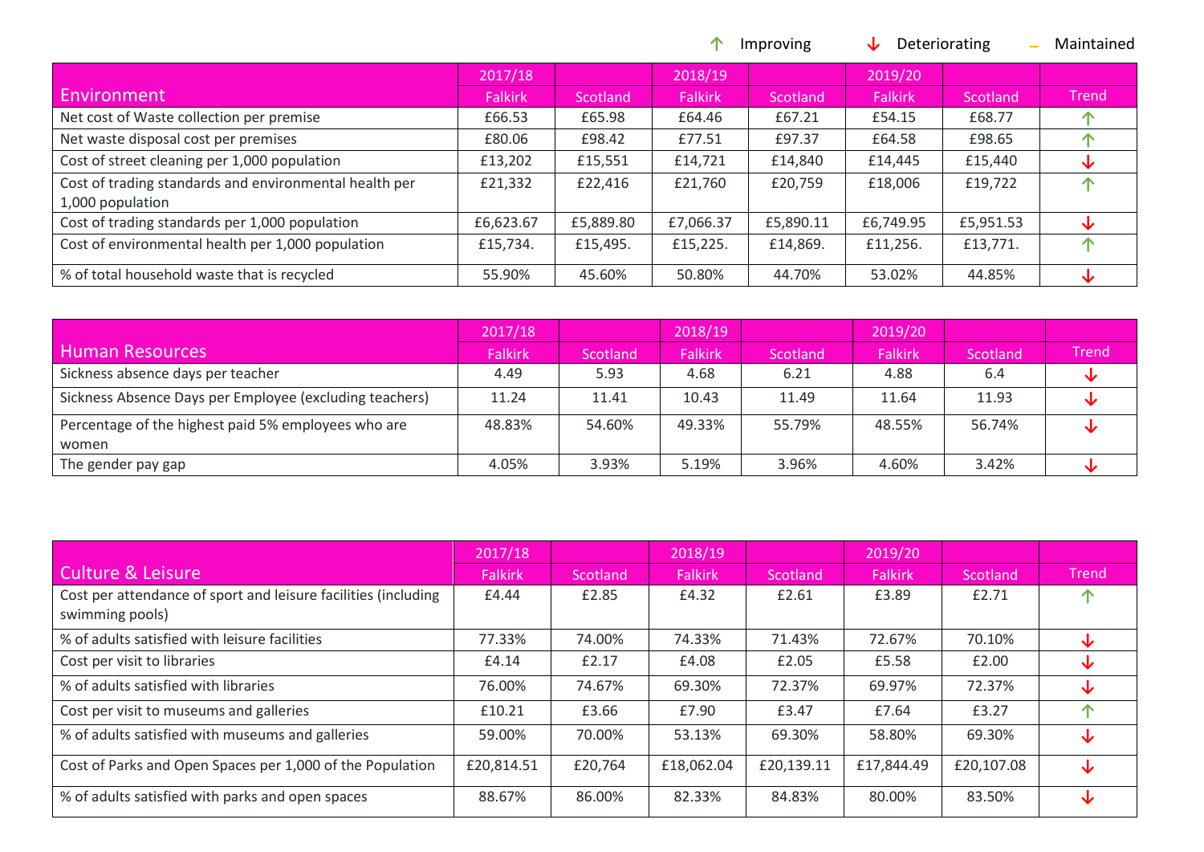↑ Improving ↓ Deteriorating – Maintained

| Environment | 2017/18 Falkirk | 2017/18 Scotland | 2018/19 Falkirk | 2018/19 Scotland | 2019/20 Falkirk | 2019/20 Scotland | Trend |
|---|---|---|---|---|---|---|---|
| Net cost of Waste collection per premise | £66.53 | £65.98 | £64.46 | £67.21 | £54.15 | £68.77 | ↑ |
| Net waste disposal cost per premises | £80.06 | £98.42 | £77.51 | £97.37 | £64.58 | £98.65 | ↑ |
| Cost of street cleaning per 1,000 population | £13,202 | £15,551 | £14,721 | £14,840 | £14,445 | £15,440 | ↓ |
| Cost of trading standards and environmental health per 1,000 population | £21,332 | £22,416 | £21,760 | £20,759 | £18,006 | £19,722 | ↑ |
| Cost of trading standards per 1,000 population | £6,623.67 | £5,889.80 | £7,066.37 | £5,890.11 | £6,749.95 | £5,951.53 | ↓ |
| Cost of environmental health per 1,000 population | £15,734. | £15,495. | £15,225. | £14,869. | £11,256. | £13,771. | ↑ |
| % of total household waste that is recycled | 55.90% | 45.60% | 50.80% | 44.70% | 53.02% | 44.85% | ↓ |

| Human Resources | 2017/18 Falkirk | 2017/18 Scotland | 2018/19 Falkirk | 2018/19 Scotland | 2019/20 Falkirk | 2019/20 Scotland | Trend |
|---|---|---|---|---|---|---|---|
| Sickness absence days per teacher | 4.49 | 5.93 | 4.68 | 6.21 | 4.88 | 6.4 | ↓ |
| Sickness Absence Days per Employee (excluding teachers) | 11.24 | 11.41 | 10.43 | 11.49 | 11.64 | 11.93 | ↓ |
| Percentage of the highest paid 5% employees who are women | 48.83% | 54.60% | 49.33% | 55.79% | 48.55% | 56.74% | ↓ |
| The gender pay gap | 4.05% | 3.93% | 5.19% | 3.96% | 4.60% | 3.42% | ↓ |

| Culture & Leisure | 2017/18 Falkirk | 2017/18 Scotland | 2018/19 Falkirk | 2018/19 Scotland | 2019/20 Falkirk | 2019/20 Scotland | Trend |
|---|---|---|---|---|---|---|---|
| Cost per attendance of sport and leisure facilities (including swimming pools) | £4.44 | £2.85 | £4.32 | £2.61 | £3.89 | £2.71 | ↑ |
| % of adults satisfied with leisure facilities | 77.33% | 74.00% | 74.33% | 71.43% | 72.67% | 70.10% | ↓ |
| Cost per visit to libraries | £4.14 | £2.17 | £4.08 | £2.05 | £5.58 | £2.00 | ↓ |
| % of adults satisfied with libraries | 76.00% | 74.67% | 69.30% | 72.37% | 69.97% | 72.37% | ↓ |
| Cost per visit to museums and galleries | £10.21 | £3.66 | £7.90 | £3.47 | £7.64 | £3.27 | ↑ |
| % of adults satisfied with museums and galleries | 59.00% | 70.00% | 53.13% | 69.30% | 58.80% | 69.30% | ↓ |
| Cost of Parks and Open Spaces per 1,000 of the Population | £20,814.51 | £20,764 | £18,062.04 | £20,139.11 | £17,844.49 | £20,107.08 | ↓ |
| % of adults satisfied with parks and open spaces | 88.67% | 86.00% | 82.33% | 84.83% | 80.00% | 83.50% | ↓ |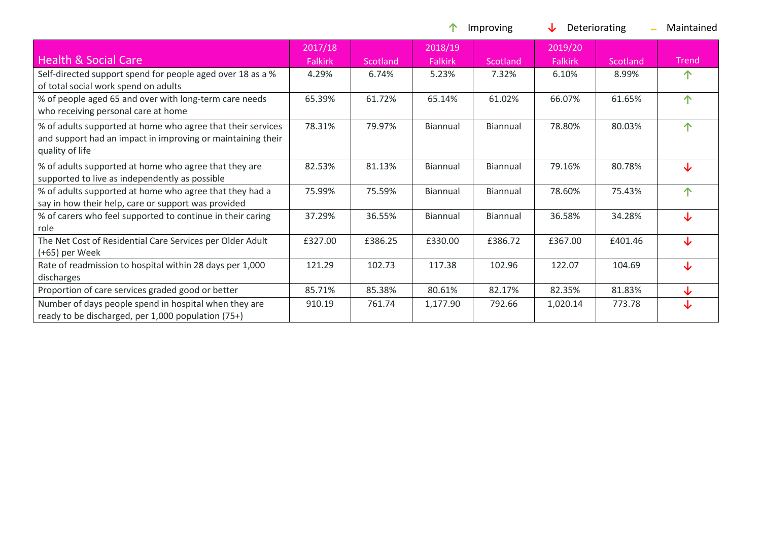↑ Improving ↓ Deteriorating – Maintained

| Health & Social Care | 2017/18 | | 2018/19 | | 2019/20 | | |
|---|---|---|---|---|---|---|---|
| | Falkirk | Scotland | Falkirk | Scotland | Falkirk | Scotland | Trend |
| Self-directed support spend for people aged over 18 as a % of total social work spend on adults | 4.29% | 6.74% | 5.23% | 7.32% | 6.10% | 8.99% | ↑ |
| % of people aged 65 and over with long-term care needs who receiving personal care at home | 65.39% | 61.72% | 65.14% | 61.02% | 66.07% | 61.65% | ↑ |
| % of adults supported at home who agree that their services and support had an impact in improving or maintaining their quality of life | 78.31% | 79.97% | Biannual | Biannual | 78.80% | 80.03% | ↑ |
| % of adults supported at home who agree that they are supported to live as independently as possible | 82.53% | 81.13% | Biannual | Biannual | 79.16% | 80.78% | ↓ |
| % of adults supported at home who agree that they had a say in how their help, care or support was provided | 75.99% | 75.59% | Biannual | Biannual | 78.60% | 75.43% | ↑ |
| % of carers who feel supported to continue in their caring role | 37.29% | 36.55% | Biannual | Biannual | 36.58% | 34.28% | ↓ |
| The Net Cost of Residential Care Services per Older Adult (+65) per Week | £327.00 | £386.25 | £330.00 | £386.72 | £367.00 | £401.46 | ↓ |
| Rate of readmission to hospital within 28 days per 1,000 discharges | 121.29 | 102.73 | 117.38 | 102.96 | 122.07 | 104.69 | ↓ |
| Proportion of care services graded good or better | 85.71% | 85.38% | 80.61% | 82.17% | 82.35% | 81.83% | ↓ |
| Number of days people spend in hospital when they are ready to be discharged, per 1,000 population (75+) | 910.19 | 761.74 | 1,177.90 | 792.66 | 1,020.14 | 773.78 | ↓ |